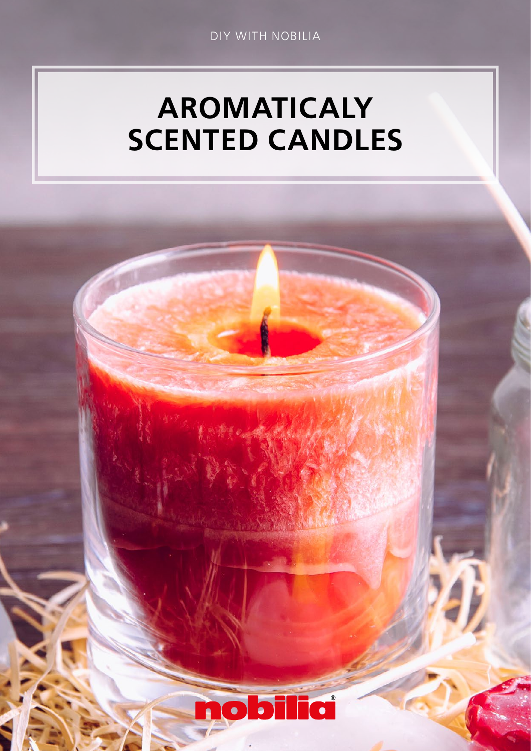DIY WITH NOBILIA

# AROMATICALY SCENTED CANDLES

nobilia®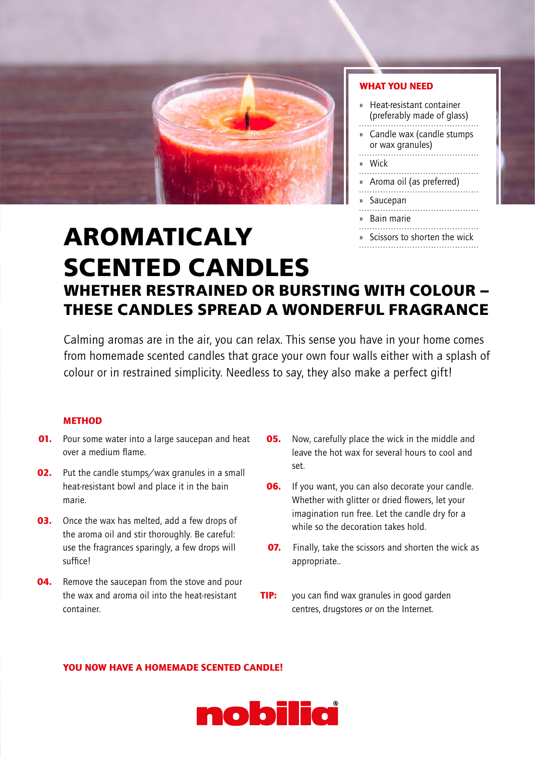# AROMATICALY SCENTED CANDLES

## WHETHER RESTRAINED OR BURSTING WITH COLOUR – THESE CANDLES SPREAD A WONDERFUL FRAGRANCE

### WHAT YOU NEED

- Heat-resistant container (preferably made of glass)
- Candle wax (candle stumps or wax granules)
- Wick
- Aroma oil (as preferred)
- Saucepan
- Bain marie
- Scissors to shorten the wick

Calming aromas are in the air, you can relax. This sense you have in your home comes from homemade scented candles that grace your own four walls either with a splash of colour or in restrained simplicity. Needless to say, they also make a perfect gift!

### METHOD

**01.** Pour some water into a large saucepan and heat over a medium flame.

**02.** Put the candle stumps/wax granules in a small heat-resistant bowl and place it in the bain marie.

**03.** Once the wax has melted, add a few drops of the aroma oil and stir thoroughly. Be careful: use the fragrances sparingly, a few drops will suffice!

**04.** Remove the saucepan from the stove and pour the wax and aroma oil into the heat-resistant container.

**05.** Now, carefully place the wick in the middle and leave the hot wax for several hours to cool and set.

**06.** If you want, you can also decorate your candle. Whether with glitter or dried flowers, let your imagination run free. Let the candle dry for a while so the decoration takes hold.

**07.** Finally, take the scissors and shorten the wick as appropriate..

**TIP:** you can find wax granules in good garden centres, drugstores or on the Internet.

**YOU NOW HAVE A HOMEMADE SCENTED CANDLE!**

nobilia®